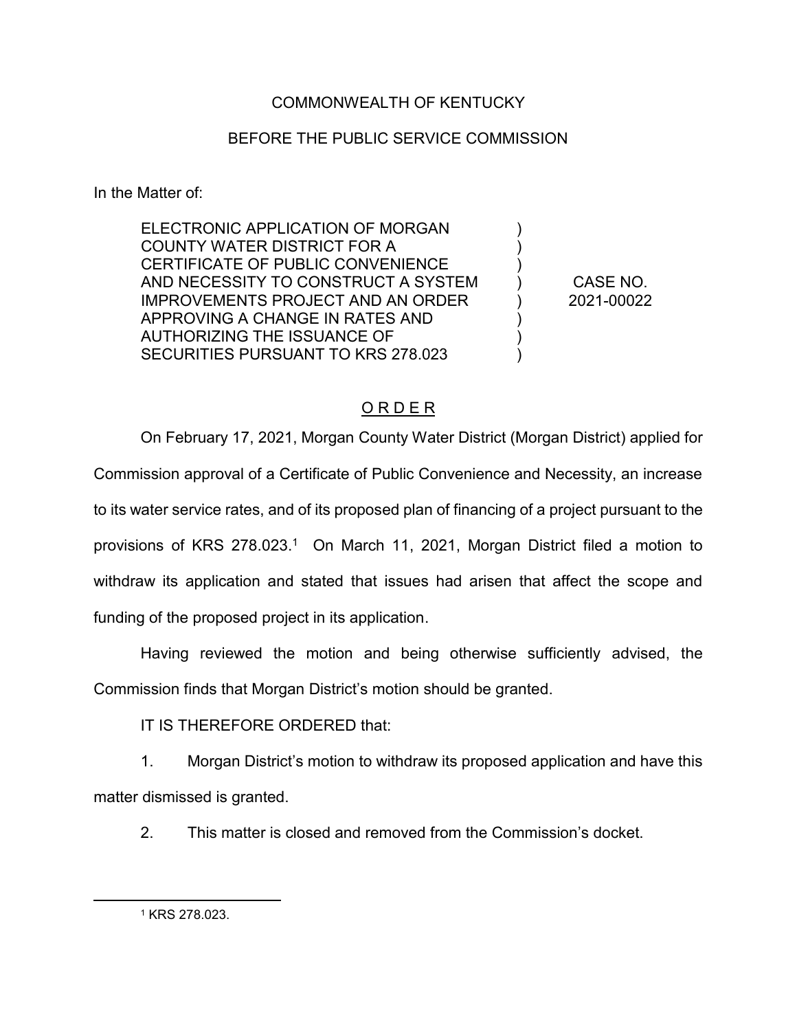COMMONWEALTH OF KENTUCKY

BEFORE THE PUBLIC SERVICE COMMISSION

In the Matter of:

| | | |
|---|---|---|
| ELECTRONIC APPLICATION OF MORGAN COUNTY WATER DISTRICT FOR A CERTIFICATE OF PUBLIC CONVENIENCE AND NECESSITY TO CONSTRUCT A SYSTEM IMPROVEMENTS PROJECT AND AN ORDER APPROVING A CHANGE IN RATES AND AUTHORIZING THE ISSUANCE OF SECURITIES PURSUANT TO KRS 278.023 | ) | CASE NO. 2021-00022 |

## O R D E R

On February 17, 2021, Morgan County Water District (Morgan District) applied for Commission approval of a Certificate of Public Convenience and Necessity, an increase to its water service rates, and of its proposed plan of financing of a project pursuant to the provisions of KRS 278.023.[1] On March 11, 2021, Morgan District filed a motion to withdraw its application and stated that issues had arisen that affect the scope and funding of the proposed project in its application.

Having reviewed the motion and being otherwise sufficiently advised, the Commission finds that Morgan District's motion should be granted.

IT IS THEREFORE ORDERED that:

1. Morgan District's motion to withdraw its proposed application and have this matter dismissed is granted.

2. This matter is closed and removed from the Commission's docket.

---

[1] KRS 278.023.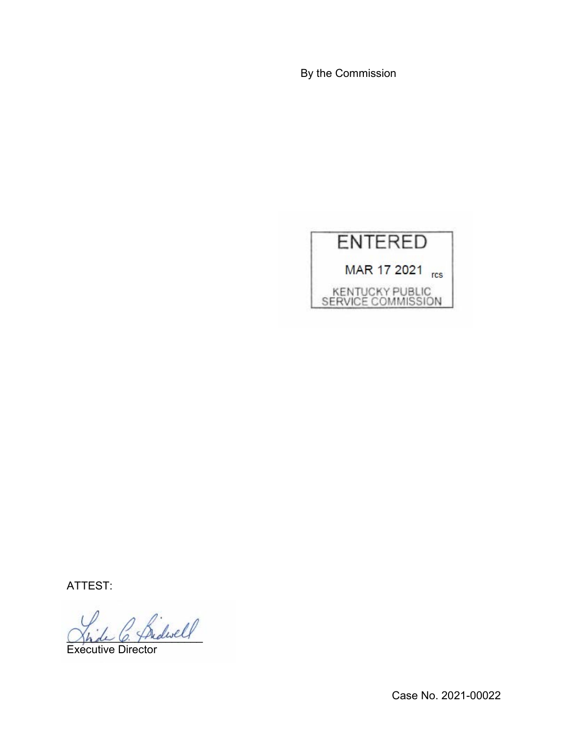By the Commission

ENTERED

MAR 17 2021 rcs

KENTUCKY PUBLIC SERVICE COMMISSION

ATTEST:

Executive Director

Case No. 2021-00022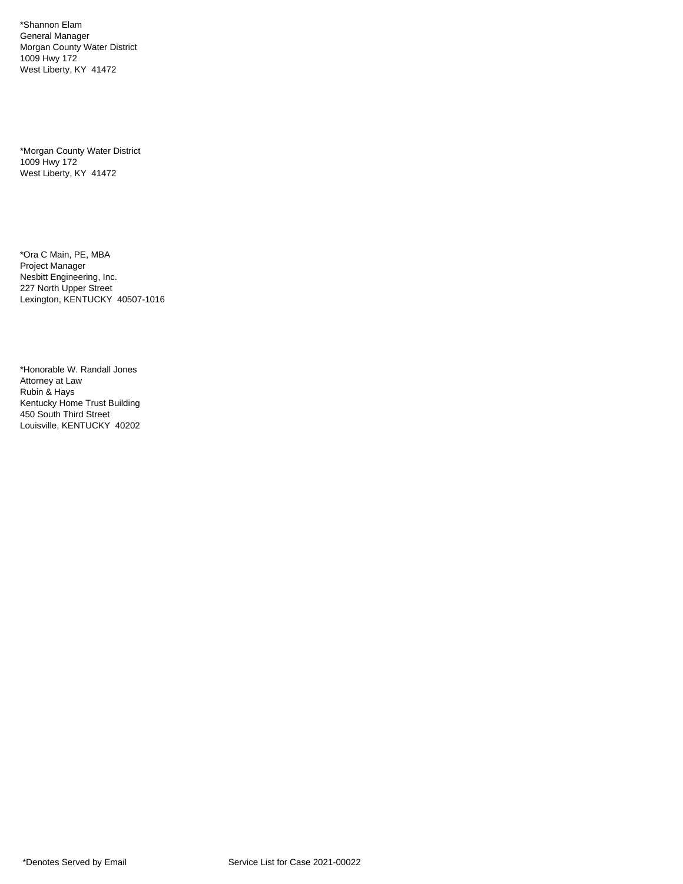*Shannon Elam
General Manager
Morgan County Water District
1009 Hwy 172
West Liberty, KY  41472

*Morgan County Water District
1009 Hwy 172
West Liberty, KY  41472

*Ora C Main, PE, MBA
Project Manager
Nesbitt Engineering, Inc.
227 North Upper Street
Lexington, KENTUCKY  40507-1016

*Honorable W. Randall Jones
Attorney at Law
Rubin & Hays
Kentucky Home Trust Building
450 South Third Street
Louisville, KENTUCKY  40202

*Denotes Served by Email

Service List for Case 2021-00022